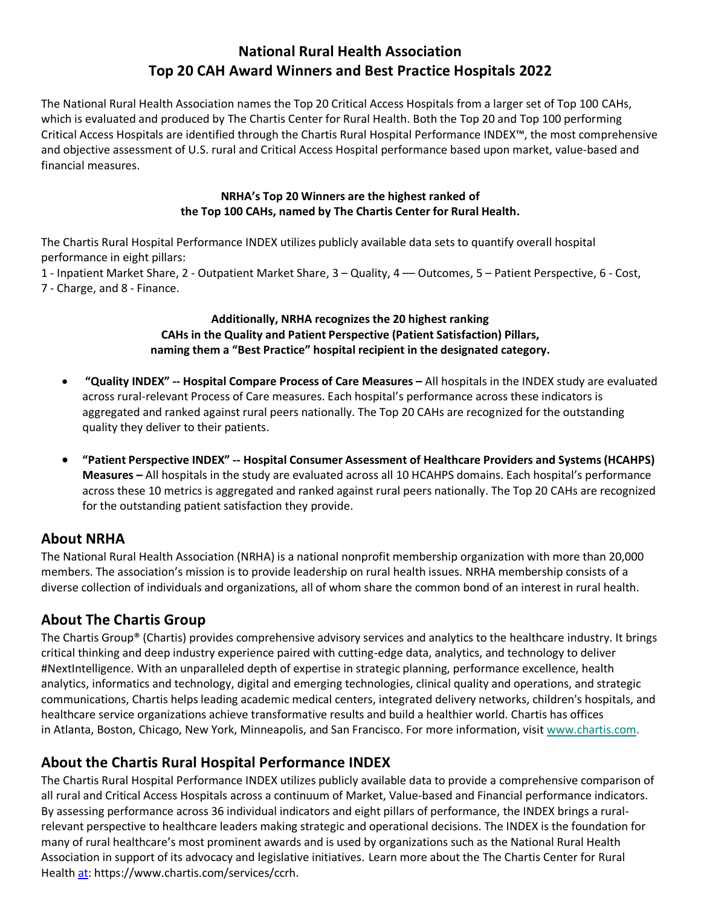# National Rural Health Association
# Top 20 CAH Award Winners and Best Practice Hospitals 2022

The National Rural Health Association names the Top 20 Critical Access Hospitals from a larger set of Top 100 CAHs, which is evaluated and produced by The Chartis Center for Rural Health. Both the Top 20 and Top 100 performing Critical Access Hospitals are identified through the Chartis Rural Hospital Performance INDEX™, the most comprehensive and objective assessment of U.S. rural and Critical Access Hospital performance based upon market, value-based and financial measures.

**NRHA's Top 20 Winners are the highest ranked of the Top 100 CAHs, named by The Chartis Center for Rural Health.**

The Chartis Rural Hospital Performance INDEX utilizes publicly available data sets to quantify overall hospital performance in eight pillars:
1 - Inpatient Market Share, 2 - Outpatient Market Share, 3 – Quality, 4 –– Outcomes, 5 – Patient Perspective, 6 - Cost, 7 - Charge, and 8 - Finance.

**Additionally, NRHA recognizes the 20 highest ranking CAHs in the Quality and Patient Perspective (Patient Satisfaction) Pillars, naming them a "Best Practice" hospital recipient in the designated category.**

- **"Quality INDEX" -- Hospital Compare Process of Care Measures –** All hospitals in the INDEX study are evaluated across rural-relevant Process of Care measures. Each hospital's performance across these indicators is aggregated and ranked against rural peers nationally. The Top 20 CAHs are recognized for the outstanding quality they deliver to their patients.

- **"Patient Perspective INDEX" -- Hospital Consumer Assessment of Healthcare Providers and Systems (HCAHPS) Measures –** All hospitals in the study are evaluated across all 10 HCAHPS domains. Each hospital's performance across these 10 metrics is aggregated and ranked against rural peers nationally. The Top 20 CAHs are recognized for the outstanding patient satisfaction they provide.

## About NRHA

The National Rural Health Association (NRHA) is a national nonprofit membership organization with more than 20,000 members. The association's mission is to provide leadership on rural health issues. NRHA membership consists of a diverse collection of individuals and organizations, all of whom share the common bond of an interest in rural health.

## About The Chartis Group

The Chartis Group® (Chartis) provides comprehensive advisory services and analytics to the healthcare industry. It brings critical thinking and deep industry experience paired with cutting-edge data, analytics, and technology to deliver #NextIntelligence. With an unparalleled depth of expertise in strategic planning, performance excellence, health analytics, informatics and technology, digital and emerging technologies, clinical quality and operations, and strategic communications, Chartis helps leading academic medical centers, integrated delivery networks, children's hospitals, and healthcare service organizations achieve transformative results and build a healthier world. Chartis has offices in Atlanta, Boston, Chicago, New York, Minneapolis, and San Francisco. For more information, visit www.chartis.com.

## About the Chartis Rural Hospital Performance INDEX

The Chartis Rural Hospital Performance INDEX utilizes publicly available data to provide a comprehensive comparison of all rural and Critical Access Hospitals across a continuum of Market, Value-based and Financial performance indicators. By assessing performance across 36 individual indicators and eight pillars of performance, the INDEX brings a rural-relevant perspective to healthcare leaders making strategic and operational decisions. The INDEX is the foundation for many of rural healthcare's most prominent awards and is used by organizations such as the National Rural Health Association in support of its advocacy and legislative initiatives. Learn more about the The Chartis Center for Rural Health at: https://www.chartis.com/services/ccrh.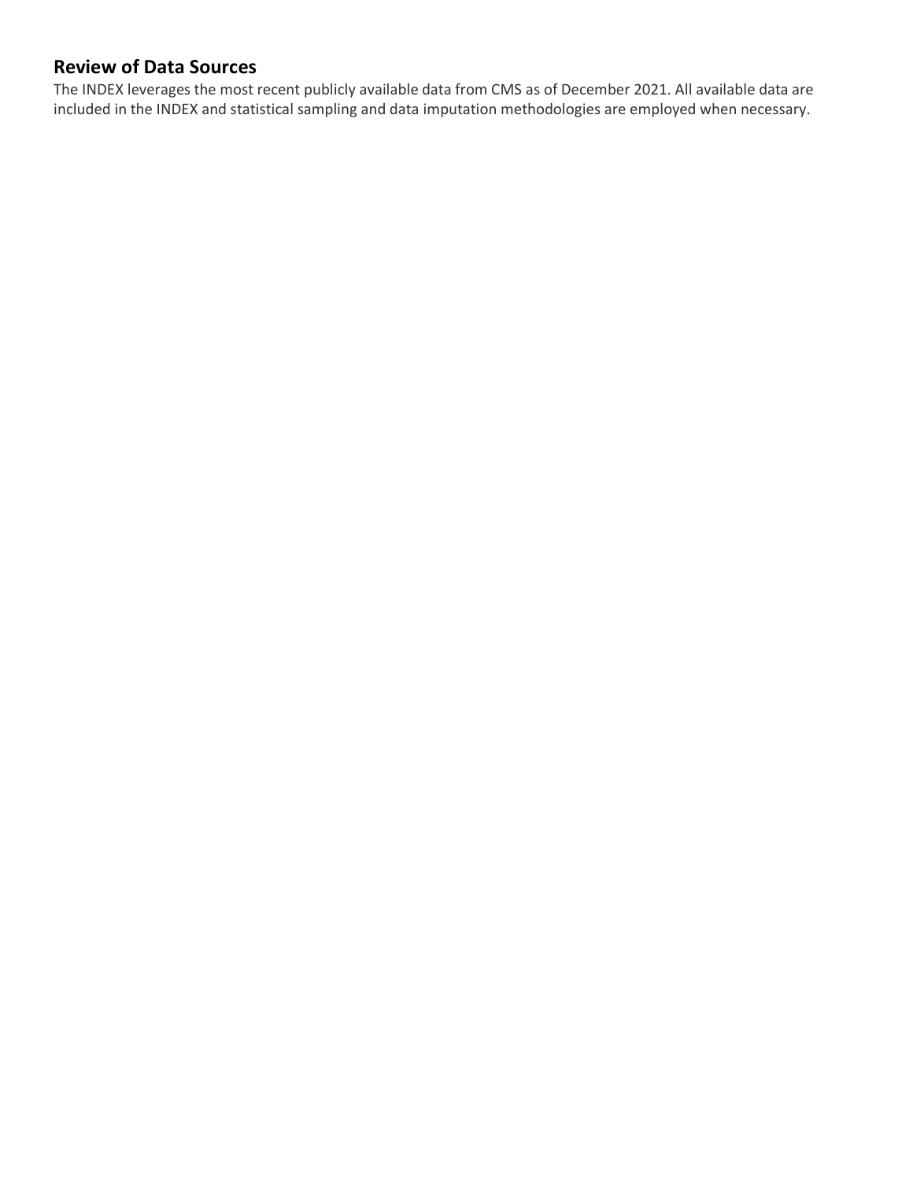## Review of Data Sources

The INDEX leverages the most recent publicly available data from CMS as of December 2021. All available data are included in the INDEX and statistical sampling and data imputation methodologies are employed when necessary.